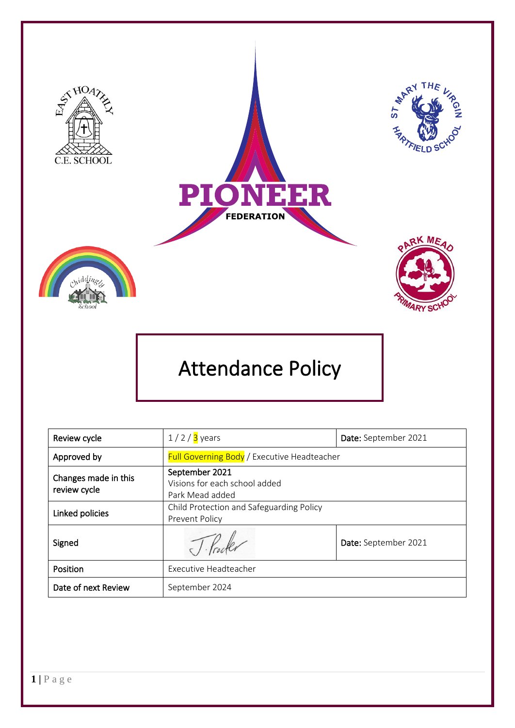# Attendance Policy

| Review cycle | 1 / 2 / 3 years | Date: September 2021 |
| --- | --- | --- |
| Approved by | Full Governing Body / Executive Headteacher | |
| Changes made in this review cycle | September 2021<br>Visions for each school added<br>Park Mead added | |
| Linked policies | Child Protection and Safeguarding Policy<br>Prevent Policy | |
| Signed | J. Procter | Date: September 2021 |
| Position | Executive Headteacher | |
| Date of next Review | September 2024 | |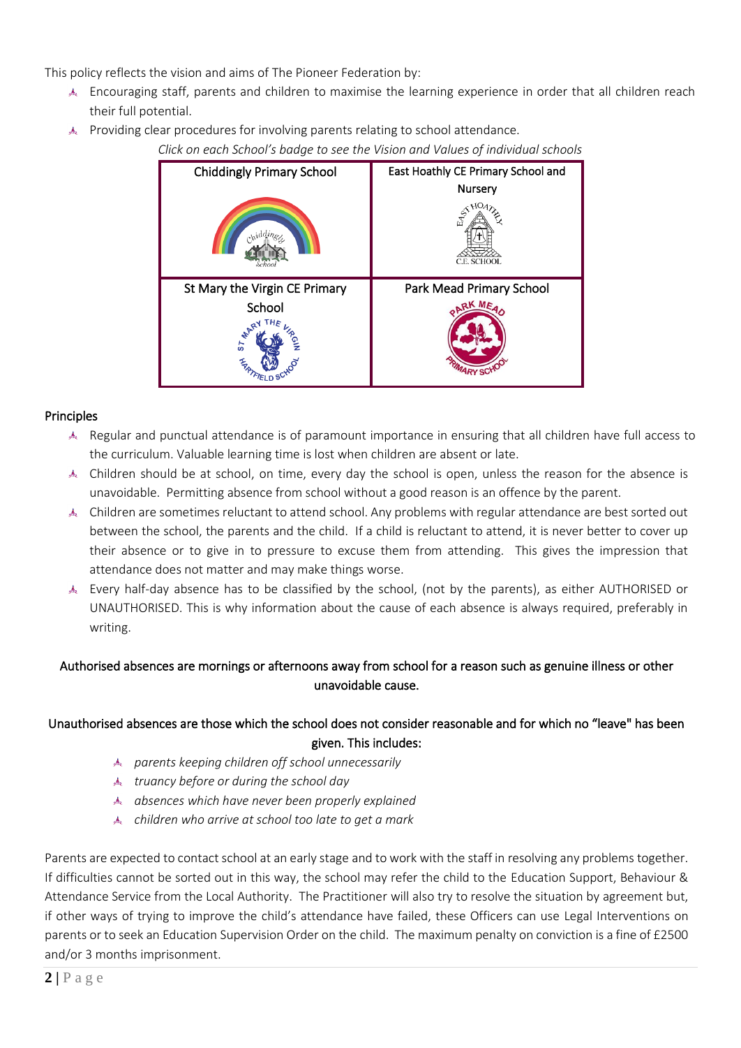This policy reflects the vision and aims of The Pioneer Federation by:

- Encouraging staff, parents and children to maximise the learning experience in order that all children reach their full potential.
- Providing clear procedures for involving parents relating to school attendance.

*Click on each School's badge to see the Vision and Values of individual schools*

| Chiddingly Primary School | East Hoathly CE Primary School and Nursery |
|---|---|
| St Mary the Virgin CE Primary School | Park Mead Primary School |

## Principles

- Regular and punctual attendance is of paramount importance in ensuring that all children have full access to the curriculum. Valuable learning time is lost when children are absent or late.
- Children should be at school, on time, every day the school is open, unless the reason for the absence is unavoidable. Permitting absence from school without a good reason is an offence by the parent.
- Children are sometimes reluctant to attend school. Any problems with regular attendance are best sorted out between the school, the parents and the child. If a child is reluctant to attend, it is never better to cover up their absence or to give in to pressure to excuse them from attending. This gives the impression that attendance does not matter and may make things worse.
- Every half-day absence has to be classified by the school, (not by the parents), as either AUTHORISED or UNAUTHORISED. This is why information about the cause of each absence is always required, preferably in writing.

**Authorised absences are mornings or afternoons away from school for a reason such as genuine illness or other unavoidable cause.**

**Unauthorised absences are those which the school does not consider reasonable and for which no "leave" has been given. This includes:**

- *parents keeping children off school unnecessarily*
- *truancy before or during the school day*
- *absences which have never been properly explained*
- *children who arrive at school too late to get a mark*

Parents are expected to contact school at an early stage and to work with the staff in resolving any problems together. If difficulties cannot be sorted out in this way, the school may refer the child to the Education Support, Behaviour & Attendance Service from the Local Authority. The Practitioner will also try to resolve the situation by agreement but, if other ways of trying to improve the child's attendance have failed, these Officers can use Legal Interventions on parents or to seek an Education Supervision Order on the child. The maximum penalty on conviction is a fine of £2500 and/or 3 months imprisonment.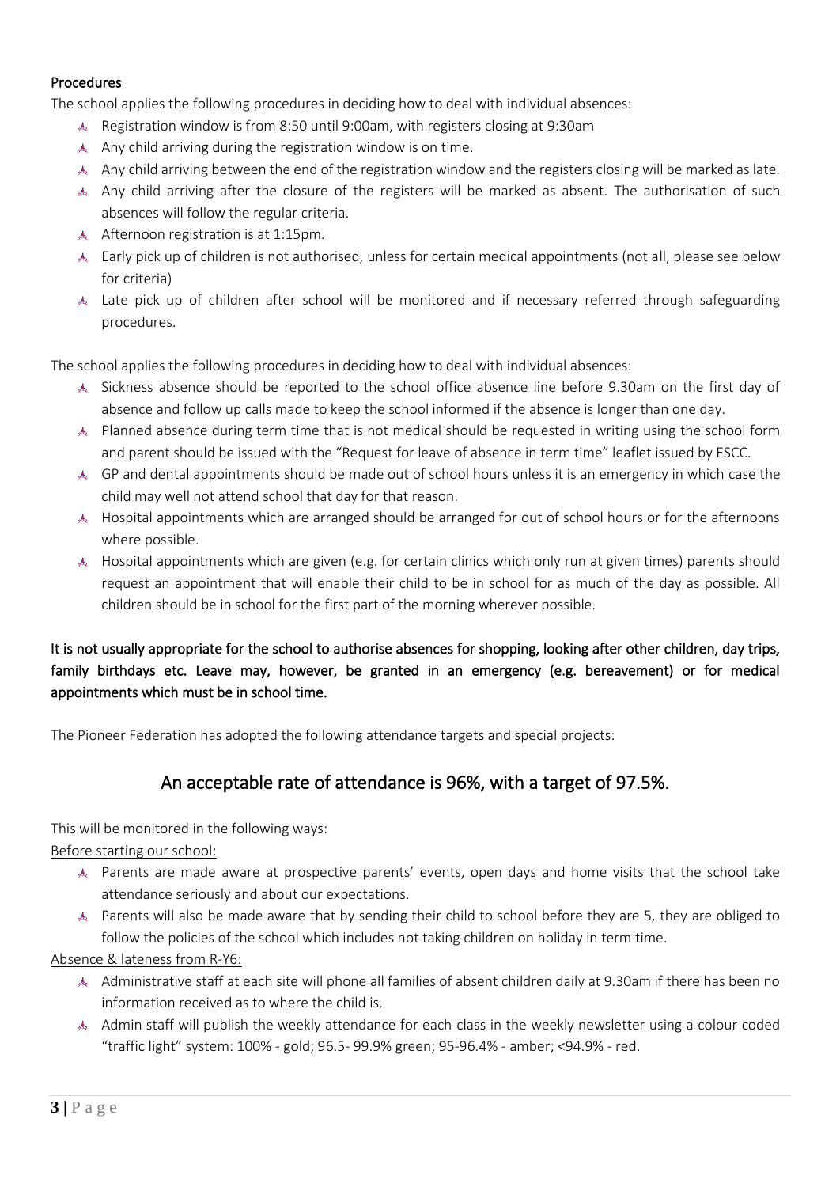Procedures

The school applies the following procedures in deciding how to deal with individual absences:

- Registration window is from 8:50 until 9:00am, with registers closing at 9:30am
- Any child arriving during the registration window is on time.
- Any child arriving between the end of the registration window and the registers closing will be marked as late.
- Any child arriving after the closure of the registers will be marked as absent. The authorisation of such absences will follow the regular criteria.
- Afternoon registration is at 1:15pm.
- Early pick up of children is not authorised, unless for certain medical appointments (not all, please see below for criteria)
- Late pick up of children after school will be monitored and if necessary referred through safeguarding procedures.

The school applies the following procedures in deciding how to deal with individual absences:

- Sickness absence should be reported to the school office absence line before 9.30am on the first day of absence and follow up calls made to keep the school informed if the absence is longer than one day.
- Planned absence during term time that is not medical should be requested in writing using the school form and parent should be issued with the "Request for leave of absence in term time" leaflet issued by ESCC.
- GP and dental appointments should be made out of school hours unless it is an emergency in which case the child may well not attend school that day for that reason.
- Hospital appointments which are arranged should be arranged for out of school hours or for the afternoons where possible.
- Hospital appointments which are given (e.g. for certain clinics which only run at given times) parents should request an appointment that will enable their child to be in school for as much of the day as possible. All children should be in school for the first part of the morning wherever possible.

It is not usually appropriate for the school to authorise absences for shopping, looking after other children, day trips, family birthdays etc. Leave may, however, be granted in an emergency (e.g. bereavement) or for medical appointments which must be in school time.

The Pioneer Federation has adopted the following attendance targets and special projects:

## An acceptable rate of attendance is 96%, with a target of 97.5%.

This will be monitored in the following ways:

Before starting our school:

- Parents are made aware at prospective parents' events, open days and home visits that the school take attendance seriously and about our expectations.
- Parents will also be made aware that by sending their child to school before they are 5, they are obliged to follow the policies of the school which includes not taking children on holiday in term time.

Absence & lateness from R-Y6:

- Administrative staff at each site will phone all families of absent children daily at 9.30am if there has been no information received as to where the child is.
- Admin staff will publish the weekly attendance for each class in the weekly newsletter using a colour coded "traffic light" system: 100% - gold; 96.5- 99.9% green; 95-96.4% - amber; <94.9% - red.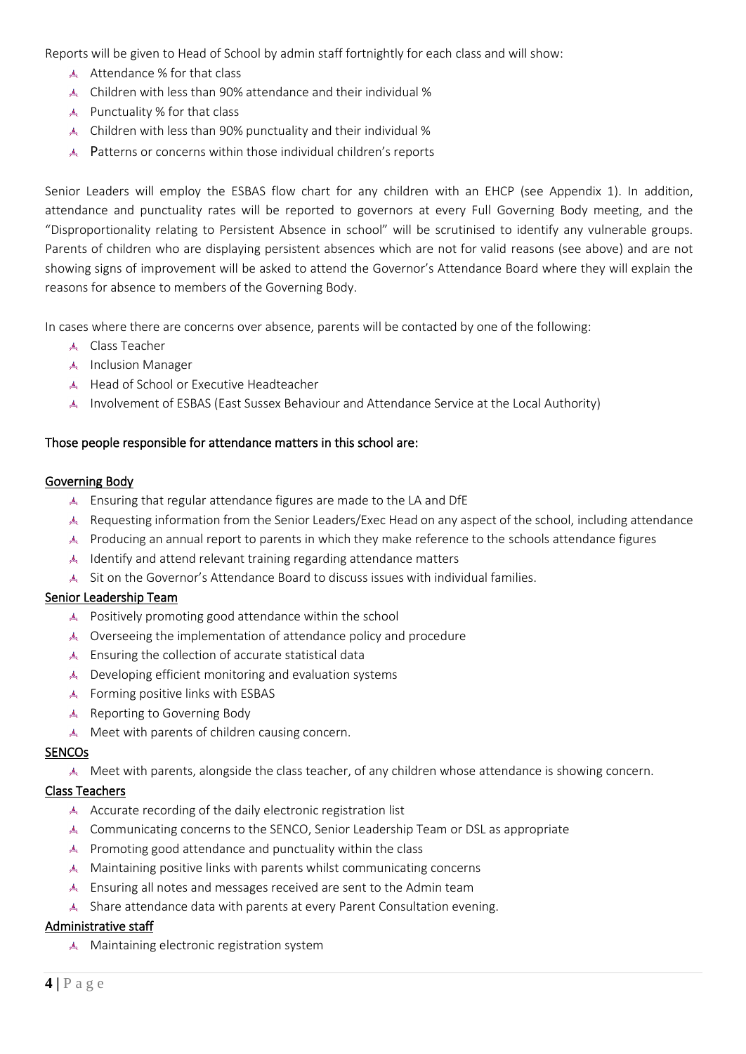Reports will be given to Head of School by admin staff fortnightly for each class and will show:

- Attendance % for that class
- Children with less than 90% attendance and their individual %
- Punctuality % for that class
- Children with less than 90% punctuality and their individual %
- Patterns or concerns within those individual children's reports

Senior Leaders will employ the ESBAS flow chart for any children with an EHCP (see Appendix 1). In addition, attendance and punctuality rates will be reported to governors at every Full Governing Body meeting, and the "Disproportionality relating to Persistent Absence in school" will be scrutinised to identify any vulnerable groups. Parents of children who are displaying persistent absences which are not for valid reasons (see above) and are not showing signs of improvement will be asked to attend the Governor's Attendance Board where they will explain the reasons for absence to members of the Governing Body.

In cases where there are concerns over absence, parents will be contacted by one of the following:

- Class Teacher
- Inclusion Manager
- Head of School or Executive Headteacher
- Involvement of ESBAS (East Sussex Behaviour and Attendance Service at the Local Authority)

## Those people responsible for attendance matters in this school are:

### Governing Body

- Ensuring that regular attendance figures are made to the LA and DfE
- Requesting information from the Senior Leaders/Exec Head on any aspect of the school, including attendance
- Producing an annual report to parents in which they make reference to the schools attendance figures
- Identify and attend relevant training regarding attendance matters
- Sit on the Governor's Attendance Board to discuss issues with individual families.

### Senior Leadership Team

- Positively promoting good attendance within the school
- Overseeing the implementation of attendance policy and procedure
- Ensuring the collection of accurate statistical data
- Developing efficient monitoring and evaluation systems
- Forming positive links with ESBAS
- Reporting to Governing Body
- Meet with parents of children causing concern.

### SENCOs

- Meet with parents, alongside the class teacher, of any children whose attendance is showing concern.

### Class Teachers

- Accurate recording of the daily electronic registration list
- Communicating concerns to the SENCO, Senior Leadership Team or DSL as appropriate
- Promoting good attendance and punctuality within the class
- Maintaining positive links with parents whilst communicating concerns
- Ensuring all notes and messages received are sent to the Admin team
- Share attendance data with parents at every Parent Consultation evening.

### Administrative staff

- Maintaining electronic registration system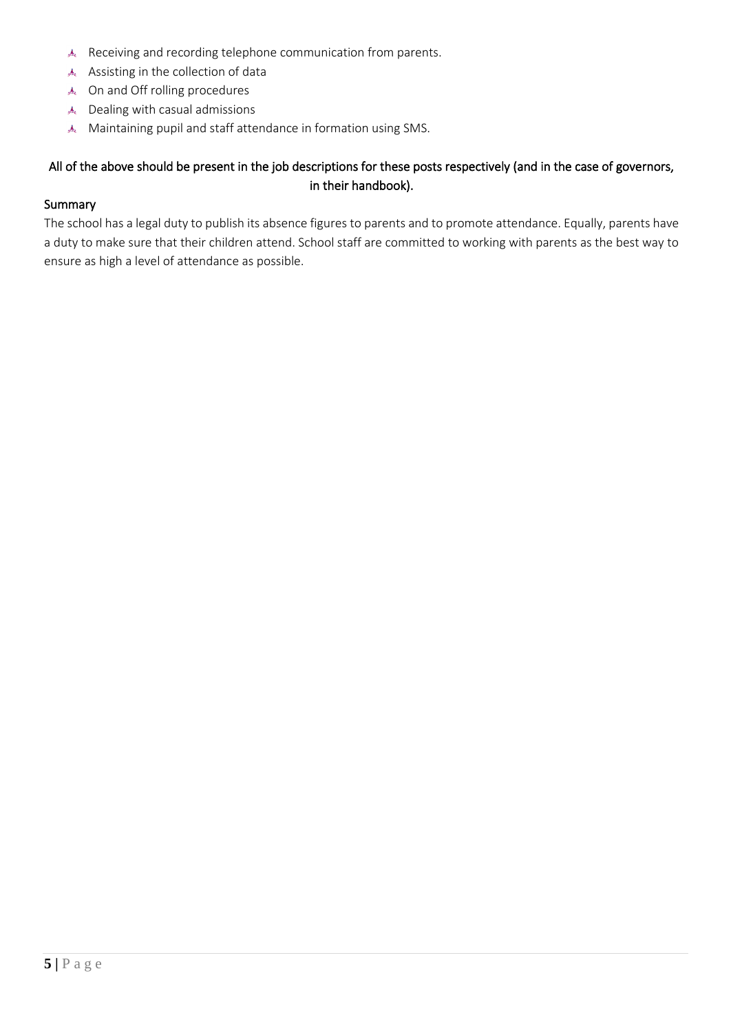- Receiving and recording telephone communication from parents.
- Assisting in the collection of data
- On and Off rolling procedures
- Dealing with casual admissions
- Maintaining pupil and staff attendance in formation using SMS.

**All of the above should be present in the job descriptions for these posts respectively (and in the case of governors, in their handbook).**

### Summary

The school has a legal duty to publish its absence figures to parents and to promote attendance. Equally, parents have a duty to make sure that their children attend. School staff are committed to working with parents as the best way to ensure as high a level of attendance as possible.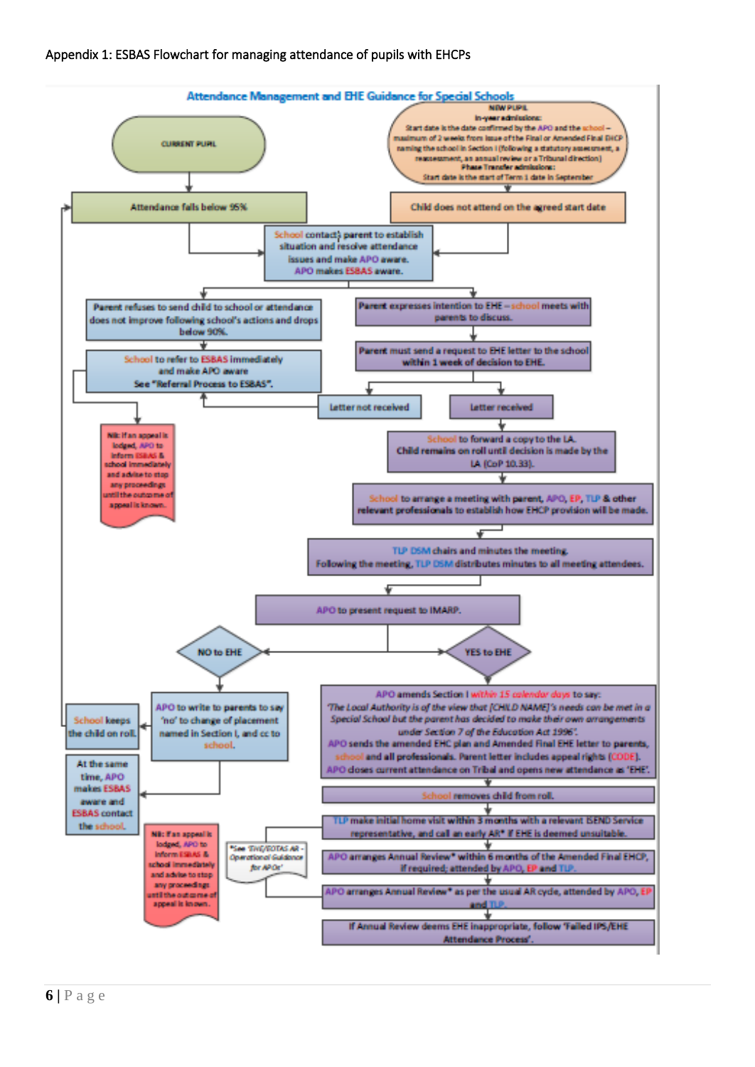Appendix 1: ESBAS Flowchart for managing attendance of pupils with EHCPs

## Attendance Management and EHE Guidance for Special Schools

CURRENT PUPIL

NEW PUPIL
In-year admissions:
Start date is the date confirmed by the APO and the school – maximum of 2 weeks from issue of the Final or Amended Final EHCP naming the school in Section I (following a statutory assessment, a reassessment, an annual review or a Tribunal direction)
Phase Transfer admissions:
Start date is the start of Term 1 date in September

Attendance falls below 95%

Child does not attend on the agreed start date

School contacts parent to establish situation and resolve attendance issues and make APO aware. APO makes ESBAS aware.

Parent refuses to send child to school or attendance does not improve following school's actions and drops below 90%.

School to refer to ESBAS immediately and make APO aware
See "Referral Process to ESBAS".

NB: If an appeal is lodged, APO to inform ESBAS & school immediately and advise to stop any proceedings until the outcome of appeal is known.

Parent expresses intention to EHE – school meets with parents to discuss.

Parent must send a request to EHE letter to the school within 1 week of decision to EHE.

Letter not received

Letter received

School to forward a copy to the LA.
Child remains on roll until decision is made by the LA (CoP 10.33).

School to arrange a meeting with parent, APO, EP, TLP & other relevant professionals to establish how EHCP provision will be made.

TLP DSM chairs and minutes the meeting.
Following the meeting, TLP DSM distributes minutes to all meeting attendees.

APO to present request to IMARP.

NO to EHE

YES to EHE

School keeps the child on roll.

APO to write to parents to say 'no' to change of placement named in Section I, and cc to school.

At the same time, APO makes ESBAS aware and ESBAS contact the school.

NB: If an appeal is lodged, APO to inform ESBAS & school immediately and advise to stop any proceedings until the outcome of appeal is known.

APO amends Section I *within 15 calendar days* to say:
*'The Local Authority is of the view that [CHILD NAME]'s needs can be met in a Special School but the parent has decided to make their own arrangements under Section 7 of the Education Act 1996'.*
APO sends the amended EHC plan and Amended Final EHE letter to parents, school and all professionals. Parent letter includes appeal rights (CODE).
APO closes current attendance on Tribal and opens new attendance as 'EHE'.

School removes child from roll.

TLP make initial home visit within 3 months with a relevant SEND Service representative, and call an early AR* if EHE is deemed unsuitable.

*See 'EHE/EOTAS AR - Operational Guidance for APOs'

APO arranges Annual Review* within 6 months of the Amended Final EHCP, if required; attended by APO, EP and TLP.

APO arranges Annual Review* as per the usual AR cycle, attended by APO, EP and TLP.

If Annual Review deems EHE inappropriate, follow 'Failed IPS/EHE Attendance Process'.